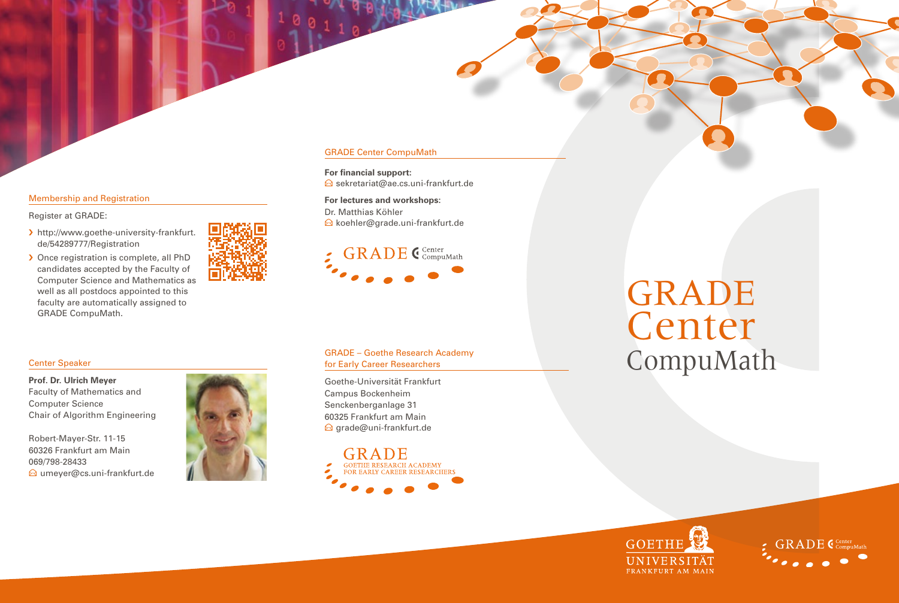## Membership and Registration

Register at GRADE:

- http://www.goethe-university-frankfurt.de/54289777/Registration
- Once registration is complete, all PhD candidates accepted by the Faculty of Computer Science and Mathematics as well as all postdocs appointed to this faculty are automatically assigned to GRADE CompuMath.

## Center Speaker

**Prof. Dr. Ulrich Meyer**
Faculty of Mathematics and Computer Science
Chair of Algorithm Engineering

Robert-Mayer-Str. 11-15
60326 Frankfurt am Main
069/798-28433
umeyer@cs.uni-frankfurt.de

## GRADE Center CompuMath

**For financial support:**
sekretariat@ae.cs.uni-frankfurt.de

**For lectures and workshops:**
Dr. Matthias Köhler
koehler@grade.uni-frankfurt.de

GRADE Center CompuMath

## GRADE – Goethe Research Academy for Early Career Researchers

Goethe-Universität Frankfurt
Campus Bockenheim
Senckenberganlage 31
60325 Frankfurt am Main
grade@uni-frankfurt.de

GRADE
GOETHE RESEARCH ACADEMY
FOR EARLY CAREER RESEARCHERS

# GRADE Center CompuMath

GOETHE UNIVERSITÄT FRANKFURT AM MAIN

GRADE Center CompuMath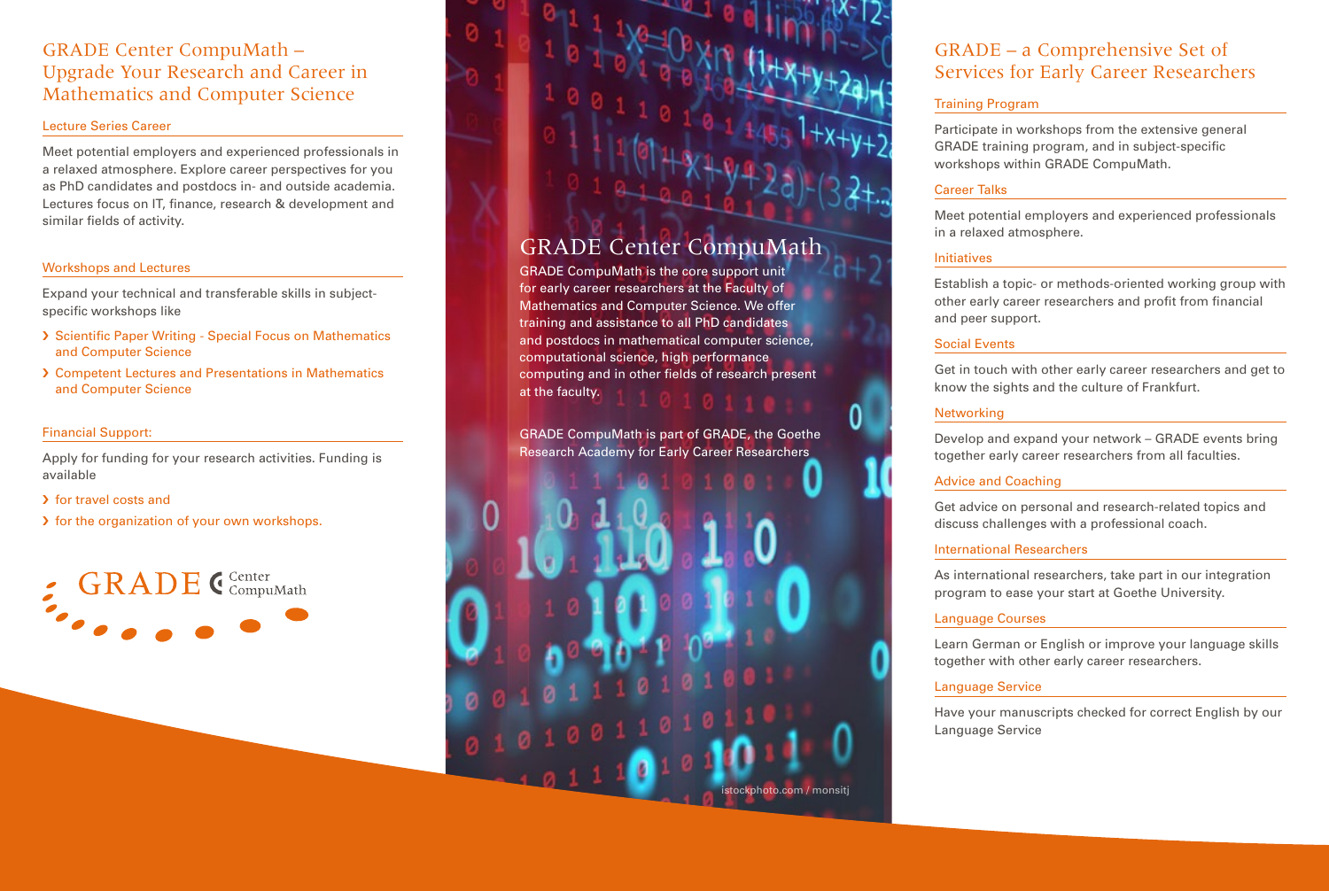# GRADE Center CompuMath – Upgrade Your Research and Career in Mathematics and Computer Science

## Lecture Series Career

Meet potential employers and experienced professionals in a relaxed atmosphere. Explore career perspectives for you as PhD candidates and postdocs in- and outside academia. Lectures focus on IT, finance, research & development and similar fields of activity.

## Workshops and Lectures

Expand your technical and transferable skills in subject-specific workshops like

- Scientific Paper Writing - Special Focus on Mathematics and Computer Science
- Competent Lectures and Presentations in Mathematics and Computer Science

## Financial Support:

Apply for funding for your research activities. Funding is available

- for travel costs and
- for the organization of your own workshops.

GRADE Center CompuMath

# GRADE Center CompuMath

GRADE CompuMath is the core support unit for early career researchers at the Faculty of Mathematics and Computer Science. We offer training and assistance to all PhD candidates and postdocs in mathematical computer science, computational science, high performance computing and in other fields of research present at the faculty.

GRADE CompuMath is part of GRADE, the Goethe Research Academy for Early Career Researchers

istockphoto.com / monsitj

# GRADE – a Comprehensive Set of Services for Early Career Researchers

## Training Program

Participate in workshops from the extensive general GRADE training program, and in subject-specific workshops within GRADE CompuMath.

## Career Talks

Meet potential employers and experienced professionals in a relaxed atmosphere.

## Initiatives

Establish a topic- or methods-oriented working group with other early career researchers and profit from financial and peer support.

## Social Events

Get in touch with other early career researchers and get to know the sights and the culture of Frankfurt.

## Networking

Develop and expand your network – GRADE events bring together early career researchers from all faculties.

## Advice and Coaching

Get advice on personal and research-related topics and discuss challenges with a professional coach.

## International Researchers

As international researchers, take part in our integration program to ease your start at Goethe University.

## Language Courses

Learn German or English or improve your language skills together with other early career researchers.

## Language Service

Have your manuscripts checked for correct English by our Language Service